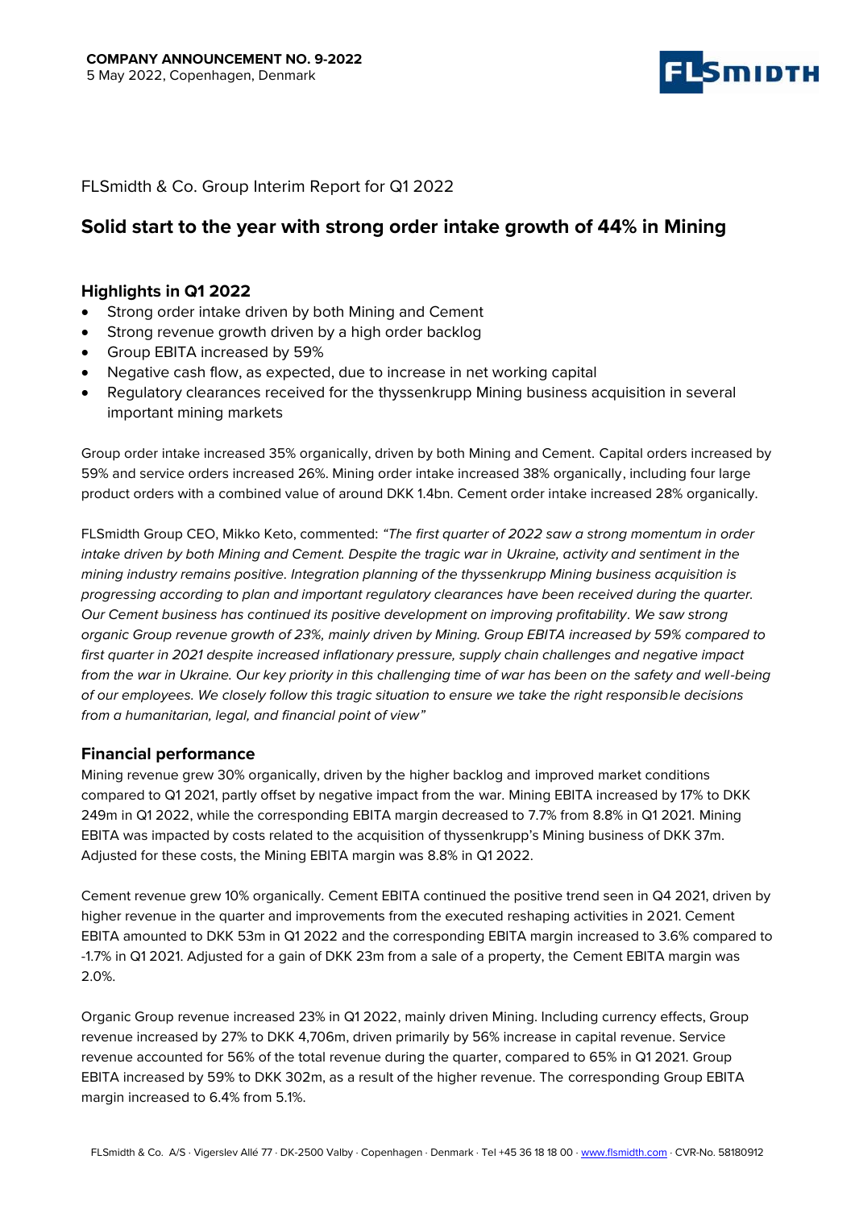**COMPANY ANNOUNCEMENT NO. 9-2022**
5 May 2022, Copenhagen, Denmark

FLSmidth & Co. Group Interim Report for Q1 2022

# Solid start to the year with strong order intake growth of 44% in Mining

## Highlights in Q1 2022

- Strong order intake driven by both Mining and Cement
- Strong revenue growth driven by a high order backlog
- Group EBITA increased by 59%
- Negative cash flow, as expected, due to increase in net working capital
- Regulatory clearances received for the thyssenkrupp Mining business acquisition in several important mining markets

Group order intake increased 35% organically, driven by both Mining and Cement. Capital orders increased by 59% and service orders increased 26%. Mining order intake increased 38% organically, including four large product orders with a combined value of around DKK 1.4bn. Cement order intake increased 28% organically.

FLSmidth Group CEO, Mikko Keto, commented: *"The first quarter of 2022 saw a strong momentum in order intake driven by both Mining and Cement. Despite the tragic war in Ukraine, activity and sentiment in the mining industry remains positive. Integration planning of the thyssenkrupp Mining business acquisition is progressing according to plan and important regulatory clearances have been received during the quarter. Our Cement business has continued its positive development on improving profitability. We saw strong organic Group revenue growth of 23%, mainly driven by Mining. Group EBITA increased by 59% compared to first quarter in 2021 despite increased inflationary pressure, supply chain challenges and negative impact from the war in Ukraine. Our key priority in this challenging time of war has been on the safety and well-being of our employees. We closely follow this tragic situation to ensure we take the right responsible decisions from a humanitarian, legal, and financial point of view"*

## Financial performance

Mining revenue grew 30% organically, driven by the higher backlog and improved market conditions compared to Q1 2021, partly offset by negative impact from the war. Mining EBITA increased by 17% to DKK 249m in Q1 2022, while the corresponding EBITA margin decreased to 7.7% from 8.8% in Q1 2021. Mining EBITA was impacted by costs related to the acquisition of thyssenkrupp's Mining business of DKK 37m. Adjusted for these costs, the Mining EBITA margin was 8.8% in Q1 2022.

Cement revenue grew 10% organically. Cement EBITA continued the positive trend seen in Q4 2021, driven by higher revenue in the quarter and improvements from the executed reshaping activities in 2021. Cement EBITA amounted to DKK 53m in Q1 2022 and the corresponding EBITA margin increased to 3.6% compared to -1.7% in Q1 2021. Adjusted for a gain of DKK 23m from a sale of a property, the Cement EBITA margin was 2.0%.

Organic Group revenue increased 23% in Q1 2022, mainly driven Mining. Including currency effects, Group revenue increased by 27% to DKK 4,706m, driven primarily by 56% increase in capital revenue. Service revenue accounted for 56% of the total revenue during the quarter, compared to 65% in Q1 2021. Group EBITA increased by 59% to DKK 302m, as a result of the higher revenue. The corresponding Group EBITA margin increased to 6.4% from 5.1%.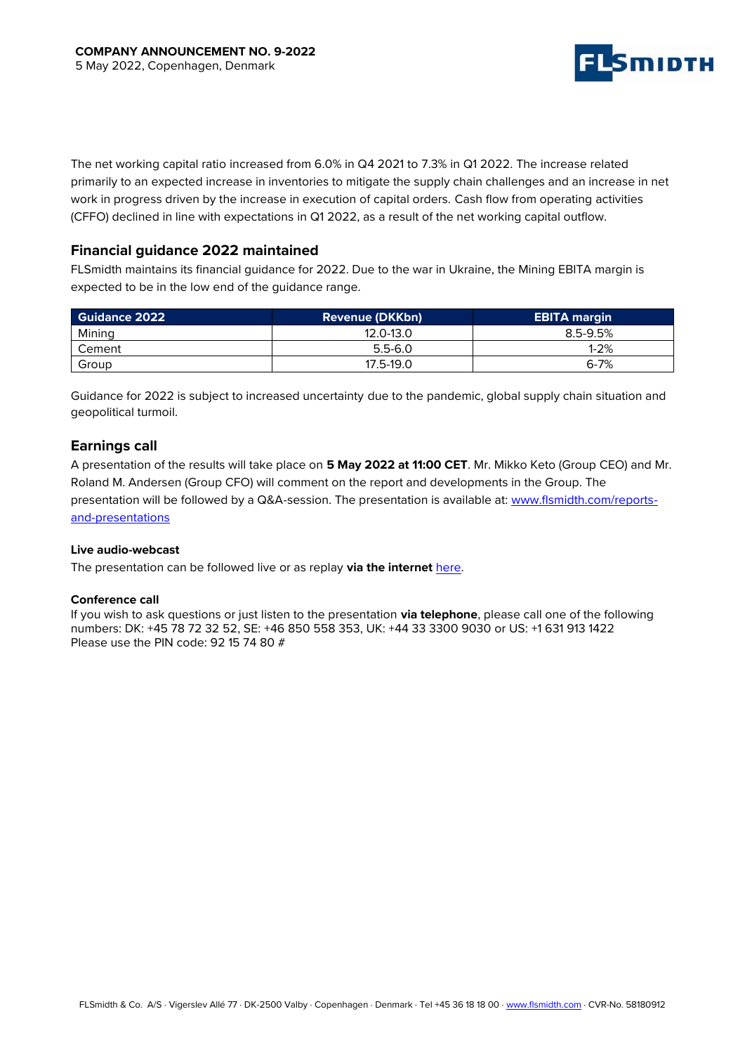The net working capital ratio increased from 6.0% in Q4 2021 to 7.3% in Q1 2022. The increase related primarily to an expected increase in inventories to mitigate the supply chain challenges and an increase in net work in progress driven by the increase in execution of capital orders. Cash flow from operating activities (CFFO) declined in line with expectations in Q1 2022, as a result of the net working capital outflow.

## Financial guidance 2022 maintained

FLSmidth maintains its financial guidance for 2022. Due to the war in Ukraine, the Mining EBITA margin is expected to be in the low end of the guidance range.

| Guidance 2022 | Revenue (DKKbn) | EBITA margin |
|---|---|---|
| Mining | 12.0-13.0 | 8.5-9.5% |
| Cement | 5.5-6.0 | 1-2% |
| Group | 17.5-19.0 | 6-7% |

Guidance for 2022 is subject to increased uncertainty due to the pandemic, global supply chain situation and geopolitical turmoil.

## Earnings call

A presentation of the results will take place on **5 May 2022 at 11:00 CET**. Mr. Mikko Keto (Group CEO) and Mr. Roland M. Andersen (Group CFO) will comment on the report and developments in the Group. The presentation will be followed by a Q&A-session. The presentation is available at: [www.flsmidth.com/reports-and-presentations](www.flsmidth.com/reports-and-presentations)

### Live audio-webcast

The presentation can be followed live or as replay **via the internet** here.

### Conference call

If you wish to ask questions or just listen to the presentation **via telephone**, please call one of the following numbers: DK: +45 78 72 32 52, SE: +46 850 558 353, UK: +44 33 3300 9030 or US: +1 631 913 1422
Please use the PIN code: 92 15 74 80 #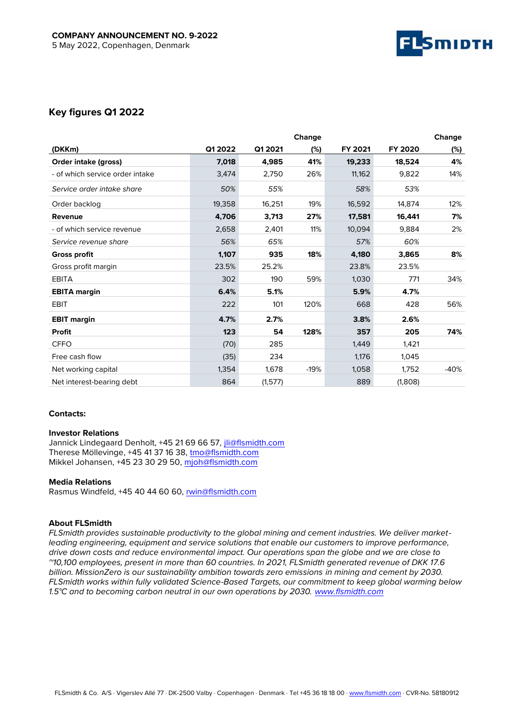**COMPANY ANNOUNCEMENT NO. 9-2022**
5 May 2022, Copenhagen, Denmark

## Key figures Q1 2022

| (DKKm) | Q1 2022 | Q1 2021 | Change (%) | FY 2021 | FY 2020 | Change (%) |
|---|---|---|---|---|---|---|
| **Order intake (gross)** | **7,018** | **4,985** | **41%** | **19,233** | **18,524** | **4%** |
| - of which service order intake | 3,474 | 2,750 | 26% | 11,162 | 9,822 | 14% |
| *Service order intake share* | *50%* | *55%* | | *58%* | *53%* | |
| Order backlog | 19,358 | 16,251 | 19% | 16,592 | 14,874 | 12% |
| **Revenue** | **4,706** | **3,713** | **27%** | **17,581** | **16,441** | **7%** |
| - of which service revenue | 2,658 | 2,401 | 11% | 10,094 | 9,884 | 2% |
| *Service revenue share* | *56%* | *65%* | | *57%* | *60%* | |
| **Gross profit** | **1,107** | **935** | **18%** | **4,180** | **3,865** | **8%** |
| Gross profit margin | 23.5% | 25.2% | | 23.8% | 23.5% | |
| EBITA | 302 | 190 | 59% | 1,030 | 771 | 34% |
| **EBITA margin** | **6.4%** | **5.1%** | | **5.9%** | **4.7%** | |
| EBIT | 222 | 101 | 120% | 668 | 428 | 56% |
| **EBIT margin** | **4.7%** | **2.7%** | | **3.8%** | **2.6%** | |
| **Profit** | **123** | **54** | **128%** | **357** | **205** | **74%** |
| CFFO | (70) | 285 | | 1,449 | 1,421 | |
| Free cash flow | (35) | 234 | | 1,176 | 1,045 | |
| Net working capital | 1,354 | 1,678 | -19% | 1,058 | 1,752 | -40% |
| Net interest-bearing debt | 864 | (1,577) | | 889 | (1,808) | |

**Contacts:**

**Investor Relations**
Jannick Lindegaard Denholt, +45 21 69 66 57, jli@flsmidth.com
Therese Möllevinge, +45 41 37 16 38, tmo@flsmidth.com
Mikkel Johansen, +45 23 30 29 50, mjoh@flsmidth.com

**Media Relations**
Rasmus Windfeld, +45 40 44 60 60, rwin@flsmidth.com

**About FLSmidth**
*FLSmidth provides sustainable productivity to the global mining and cement industries. We deliver market-leading engineering, equipment and service solutions that enable our customers to improve performance, drive down costs and reduce environmental impact. Our operations span the globe and we are close to ~10,100 employees, present in more than 60 countries. In 2021, FLSmidth generated revenue of DKK 17.6 billion. MissionZero is our sustainability ambition towards zero emissions in mining and cement by 2030. FLSmidth works within fully validated Science-Based Targets, our commitment to keep global warming below 1.5°C and to becoming carbon neutral in our own operations by 2030. www.flsmidth.com*

FLSmidth & Co. A/S · Vigerslev Allé 77 · DK-2500 Valby · Copenhagen · Denmark · Tel +45 36 18 18 00 · www.flsmidth.com · CVR-No. 58180912